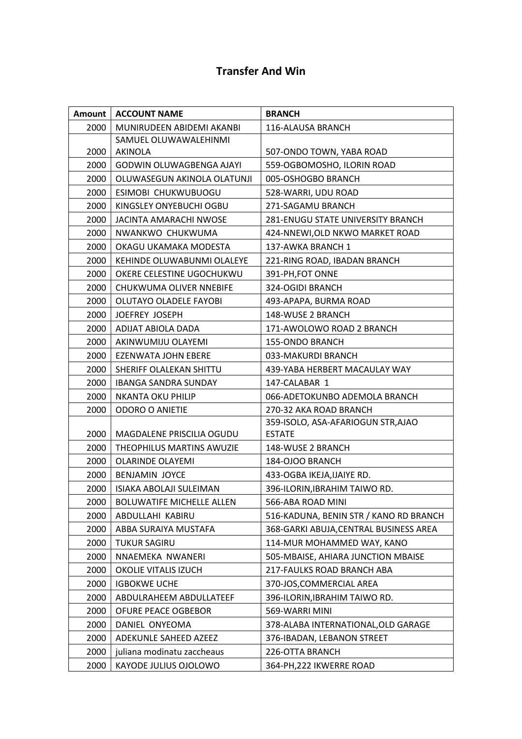## Transfer And Win

| Amount | ACCOUNT NAME | BRANCH |
|---|---|---|
| 2000 | MUNIRUDEEN ABIDEMI AKANBI | 116-ALAUSA BRANCH |
| 2000 | SAMUEL OLUWAWALEHINMI AKINOLA | 507-ONDO TOWN, YABA ROAD |
| 2000 | GODWIN OLUWAGBENGA AJAYI | 559-OGBOMOSHO, ILORIN ROAD |
| 2000 | OLUWASEGUN AKINOLA OLATUNJI | 005-OSHOGBO BRANCH |
| 2000 | ESIMOBI CHUKWUBUOGU | 528-WARRI, UDU ROAD |
| 2000 | KINGSLEY ONYEBUCHI OGBU | 271-SAGAMU BRANCH |
| 2000 | JACINTA AMARACHI NWOSE | 281-ENUGU STATE UNIVERSITY BRANCH |
| 2000 | NWANKWO CHUKWUMA | 424-NNEWI,OLD NKWO MARKET ROAD |
| 2000 | OKAGU UKAMAKA MODESTA | 137-AWKA BRANCH 1 |
| 2000 | KEHINDE OLUWABUNMI OLALEYE | 221-RING ROAD, IBADAN BRANCH |
| 2000 | OKERE CELESTINE UGOCHUKWU | 391-PH,FOT ONNE |
| 2000 | CHUKWUMA OLIVER NNEBIFE | 324-OGIDI BRANCH |
| 2000 | OLUTAYO OLADELE FAYOBI | 493-APAPA, BURMA ROAD |
| 2000 | JOEFREY JOSEPH | 148-WUSE 2 BRANCH |
| 2000 | ADIJAT ABIOLA DADA | 171-AWOLOWO ROAD 2 BRANCH |
| 2000 | AKINWUMIJU OLAYEMI | 155-ONDO BRANCH |
| 2000 | EZENWATA JOHN EBERE | 033-MAKURDI BRANCH |
| 2000 | SHERIFF OLALEKAN SHITTU | 439-YABA HERBERT MACAULAY WAY |
| 2000 | IBANGA SANDRA SUNDAY | 147-CALABAR 1 |
| 2000 | NKANTA OKU PHILIP | 066-ADETOKUNBO ADEMOLA BRANCH |
| 2000 | ODORO O ANIETIE | 270-32 AKA ROAD BRANCH |
| 2000 | MAGDALENE PRISCILIA OGUDU | 359-ISOLO, ASA-AFARIOGUN STR,AJAO ESTATE |
| 2000 | THEOPHILUS MARTINS AWUZIE | 148-WUSE 2 BRANCH |
| 2000 | OLARINDE OLAYEMI | 184-OJOO BRANCH |
| 2000 | BENJAMIN JOYCE | 433-OGBA IKEJA,IJAIYE RD. |
| 2000 | ISIAKA ABOLAJI SULEIMAN | 396-ILORIN,IBRAHIM TAIWO RD. |
| 2000 | BOLUWATIFE MICHELLE ALLEN | 566-ABA ROAD MINI |
| 2000 | ABDULLAHI KABIRU | 516-KADUNA, BENIN STR / KANO RD BRANCH |
| 2000 | ABBA SURAIYA MUSTAFA | 368-GARKI ABUJA,CENTRAL BUSINESS AREA |
| 2000 | TUKUR SAGIRU | 114-MUR MOHAMMED WAY, KANO |
| 2000 | NNAEMEKA NWANERI | 505-MBAISE, AHIARA JUNCTION MBAISE |
| 2000 | OKOLIE VITALIS IZUCH | 217-FAULKS ROAD BRANCH ABA |
| 2000 | IGBOKWE UCHE | 370-JOS,COMMERCIAL AREA |
| 2000 | ABDULRAHEEM ABDULLATEEF | 396-ILORIN,IBRAHIM TAIWO RD. |
| 2000 | OFURE PEACE OGBEBOR | 569-WARRI MINI |
| 2000 | DANIEL ONYEOMA | 378-ALABA INTERNATIONAL,OLD GARAGE |
| 2000 | ADEKUNLE SAHEED AZEEZ | 376-IBADAN, LEBANON STREET |
| 2000 | juliana modinatu zaccheaus | 226-OTTA BRANCH |
| 2000 | KAYODE JULIUS OJOLOWO | 364-PH,222 IKWERRE ROAD |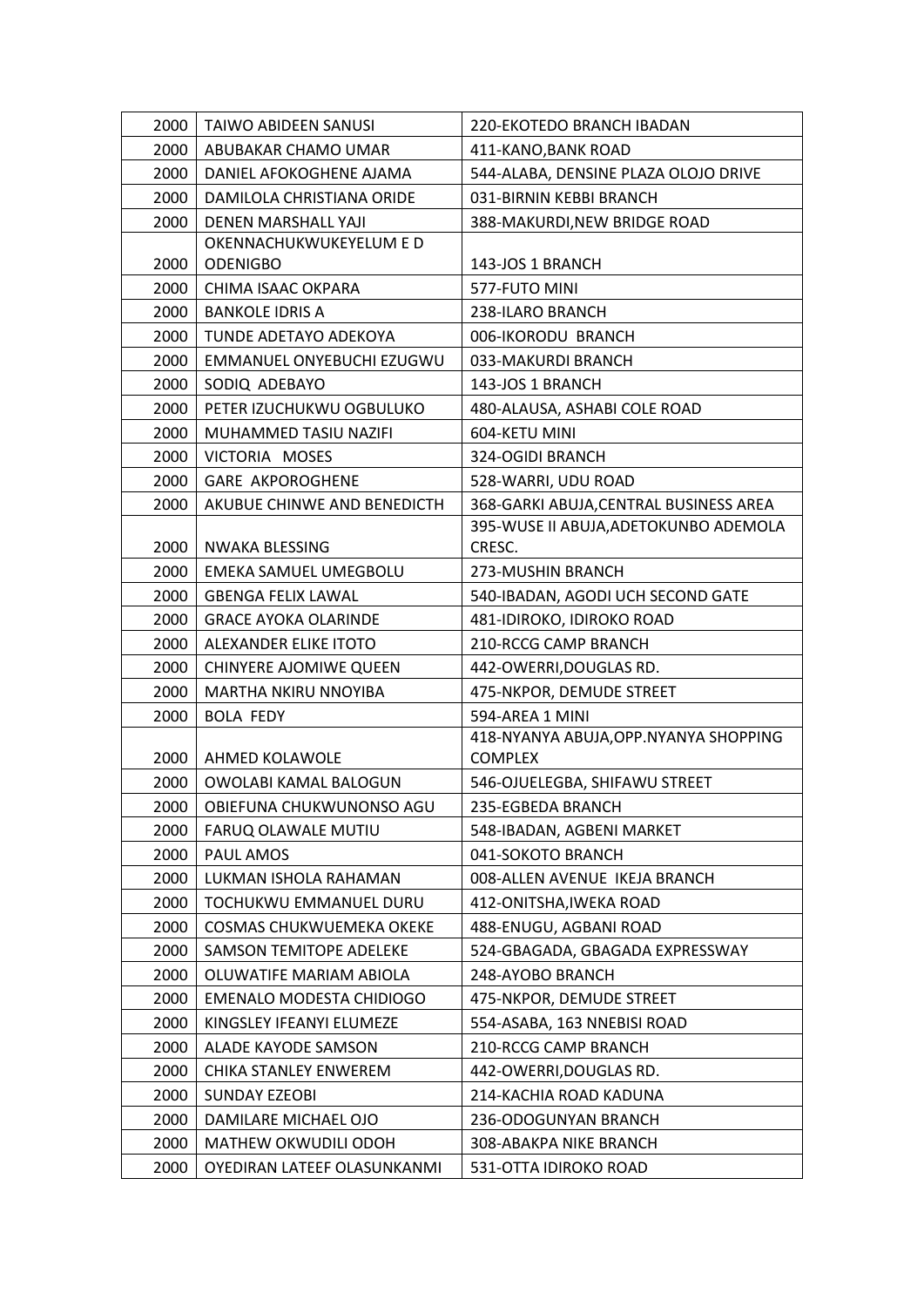| | | |
|---|---|---|
| 2000 | TAIWO ABIDEEN SANUSI | 220-EKOTEDO BRANCH IBADAN |
| 2000 | ABUBAKAR CHAMO UMAR | 411-KANO,BANK ROAD |
| 2000 | DANIEL AFOKOGHENE AJAMA | 544-ALABA, DENSINE PLAZA OLOJO DRIVE |
| 2000 | DAMILOLA CHRISTIANA ORIDE | 031-BIRNIN KEBBI BRANCH |
| 2000 | DENEN MARSHALL YAJI | 388-MAKURDI,NEW BRIDGE ROAD |
| 2000 | OKENNACHUKWUKEYELUM E D ODENIGBO | 143-JOS 1 BRANCH |
| 2000 | CHIMA ISAAC OKPARA | 577-FUTO MINI |
| 2000 | BANKOLE IDRIS A | 238-ILARO BRANCH |
| 2000 | TUNDE ADETAYO ADEKOYA | 006-IKORODU BRANCH |
| 2000 | EMMANUEL ONYEBUCHI EZUGWU | 033-MAKURDI BRANCH |
| 2000 | SODIQ ADEBAYO | 143-JOS 1 BRANCH |
| 2000 | PETER IZUCHUKWU OGBULUKO | 480-ALAUSA, ASHABI COLE ROAD |
| 2000 | MUHAMMED TASIU NAZIFI | 604-KETU MINI |
| 2000 | VICTORIA MOSES | 324-OGIDI BRANCH |
| 2000 | GARE AKPOROGHENE | 528-WARRI, UDU ROAD |
| 2000 | AKUBUE CHINWE AND BENEDICTH | 368-GARKI ABUJA,CENTRAL BUSINESS AREA |
| 2000 | NWAKA BLESSING | 395-WUSE II ABUJA,ADETOKUNBO ADEMOLA CRESC. |
| 2000 | EMEKA SAMUEL UMEGBOLU | 273-MUSHIN BRANCH |
| 2000 | GBENGA FELIX LAWAL | 540-IBADAN, AGODI UCH SECOND GATE |
| 2000 | GRACE AYOKA OLARINDE | 481-IDIROKO, IDIROKO ROAD |
| 2000 | ALEXANDER ELIKE ITOTO | 210-RCCG CAMP BRANCH |
| 2000 | CHINYERE AJOMIWE QUEEN | 442-OWERRI,DOUGLAS RD. |
| 2000 | MARTHA NKIRU NNOYIBA | 475-NKPOR, DEMUDE STREET |
| 2000 | BOLA FEDY | 594-AREA 1 MINI |
| 2000 | AHMED KOLAWOLE | 418-NYANYA ABUJA,OPP.NYANYA SHOPPING COMPLEX |
| 2000 | OWOLABI KAMAL BALOGUN | 546-OJUELEGBA, SHIFAWU STREET |
| 2000 | OBIEFUNA CHUKWUNONSO AGU | 235-EGBEDA BRANCH |
| 2000 | FARUQ OLAWALE MUTIU | 548-IBADAN, AGBENI MARKET |
| 2000 | PAUL AMOS | 041-SOKOTO BRANCH |
| 2000 | LUKMAN ISHOLA RAHAMAN | 008-ALLEN AVENUE IKEJA BRANCH |
| 2000 | TOCHUKWU EMMANUEL DURU | 412-ONITSHA,IWEKA ROAD |
| 2000 | COSMAS CHUKWUEMEKA OKEKE | 488-ENUGU, AGBANI ROAD |
| 2000 | SAMSON TEMITOPE ADELEKE | 524-GBAGADA, GBAGADA EXPRESSWAY |
| 2000 | OLUWATIFE MARIAM ABIOLA | 248-AYOBO BRANCH |
| 2000 | EMENALO MODESTA CHIDIOGO | 475-NKPOR, DEMUDE STREET |
| 2000 | KINGSLEY IFEANYI ELUMEZE | 554-ASABA, 163 NNEBISI ROAD |
| 2000 | ALADE KAYODE SAMSON | 210-RCCG CAMP BRANCH |
| 2000 | CHIKA STANLEY ENWEREM | 442-OWERRI,DOUGLAS RD. |
| 2000 | SUNDAY EZEOBI | 214-KACHIA ROAD KADUNA |
| 2000 | DAMILARE MICHAEL OJO | 236-ODOGUNYAN BRANCH |
| 2000 | MATHEW OKWUDILI ODOH | 308-ABAKPA NIKE BRANCH |
| 2000 | OYEDIRAN LATEEF OLASUNKANMI | 531-OTTA IDIROKO ROAD |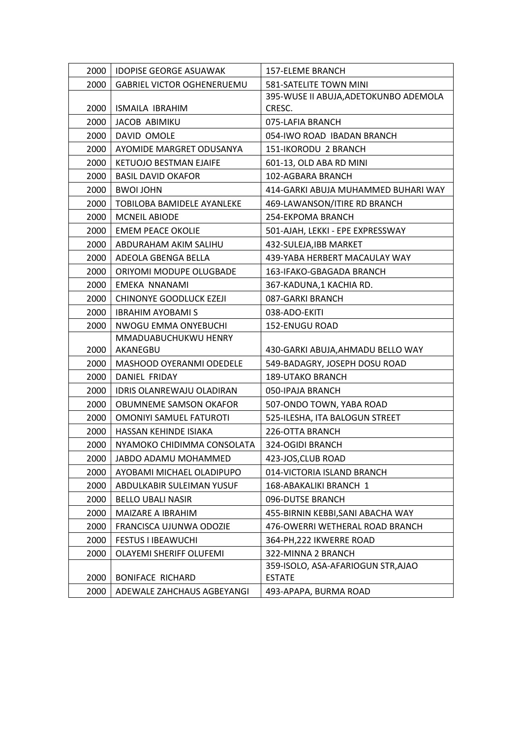| 2000 | IDOPISE GEORGE ASUAWAK | 157-ELEME BRANCH |
|---|---|---|
| 2000 | GABRIEL VICTOR OGHENERUEMU | 581-SATELITE TOWN MINI |
| 2000 | ISMAILA IBRAHIM | 395-WUSE II ABUJA,ADETOKUNBO ADEMOLA CRESC. |
| 2000 | JACOB ABIMIKU | 075-LAFIA BRANCH |
| 2000 | DAVID OMOLE | 054-IWO ROAD IBADAN BRANCH |
| 2000 | AYOMIDE MARGRET ODUSANYA | 151-IKORODU 2 BRANCH |
| 2000 | KETUOJO BESTMAN EJAIFE | 601-13, OLD ABA RD MINI |
| 2000 | BASIL DAVID OKAFOR | 102-AGBARA BRANCH |
| 2000 | BWOI JOHN | 414-GARKI ABUJA MUHAMMED BUHARI WAY |
| 2000 | TOBILOBA BAMIDELE AYANLEKE | 469-LAWANSON/ITIRE RD BRANCH |
| 2000 | MCNEIL ABIODE | 254-EKPOMA BRANCH |
| 2000 | EMEM PEACE OKOLIE | 501-AJAH, LEKKI - EPE EXPRESSWAY |
| 2000 | ABDURAHAM AKIM SALIHU | 432-SULEJA,IBB MARKET |
| 2000 | ADEOLA GBENGA BELLA | 439-YABA HERBERT MACAULAY WAY |
| 2000 | ORIYOMI MODUPE OLUGBADE | 163-IFAKO-GBAGADA BRANCH |
| 2000 | EMEKA NNANAMI | 367-KADUNA,1 KACHIA RD. |
| 2000 | CHINONYE GOODLUCK EZEJI | 087-GARKI BRANCH |
| 2000 | IBRAHIM AYOBAMI S | 038-ADO-EKITI |
| 2000 | NWOGU EMMA ONYEBUCHI | 152-ENUGU ROAD |
| 2000 | MMADUABUCHUKWU HENRY AKANEGBU | 430-GARKI ABUJA,AHMADU BELLO WAY |
| 2000 | MASHOOD OYERANMI ODEDELE | 549-BADAGRY, JOSEPH DOSU ROAD |
| 2000 | DANIEL FRIDAY | 189-UTAKO BRANCH |
| 2000 | IDRIS OLANREWAJU OLADIRAN | 050-IPAJA BRANCH |
| 2000 | OBUMNEME SAMSON OKAFOR | 507-ONDO TOWN, YABA ROAD |
| 2000 | OMONIYI SAMUEL FATUROTI | 525-ILESHA, ITA BALOGUN STREET |
| 2000 | HASSAN KEHINDE ISIAKA | 226-OTTA BRANCH |
| 2000 | NYAMOKO CHIDIMMA CONSOLATA | 324-OGIDI BRANCH |
| 2000 | JABDO ADAMU MOHAMMED | 423-JOS,CLUB ROAD |
| 2000 | AYOBAMI MICHAEL OLADIPUPO | 014-VICTORIA ISLAND BRANCH |
| 2000 | ABDULKABIR SULEIMAN YUSUF | 168-ABAKALIKI BRANCH 1 |
| 2000 | BELLO UBALI NASIR | 096-DUTSE BRANCH |
| 2000 | MAIZARE A IBRAHIM | 455-BIRNIN KEBBI,SANI ABACHA WAY |
| 2000 | FRANCISCA UJUNWA ODOZIE | 476-OWERRI WETHERAL ROAD BRANCH |
| 2000 | FESTUS I IBEAWUCHI | 364-PH,222 IKWERRE ROAD |
| 2000 | OLAYEMI SHERIFF OLUFEMI | 322-MINNA 2 BRANCH |
| 2000 | BONIFACE RICHARD | 359-ISOLO, ASA-AFARIOGUN STR,AJAO ESTATE |
| 2000 | ADEWALE ZAHCHAUS AGBEYANGI | 493-APAPA, BURMA ROAD |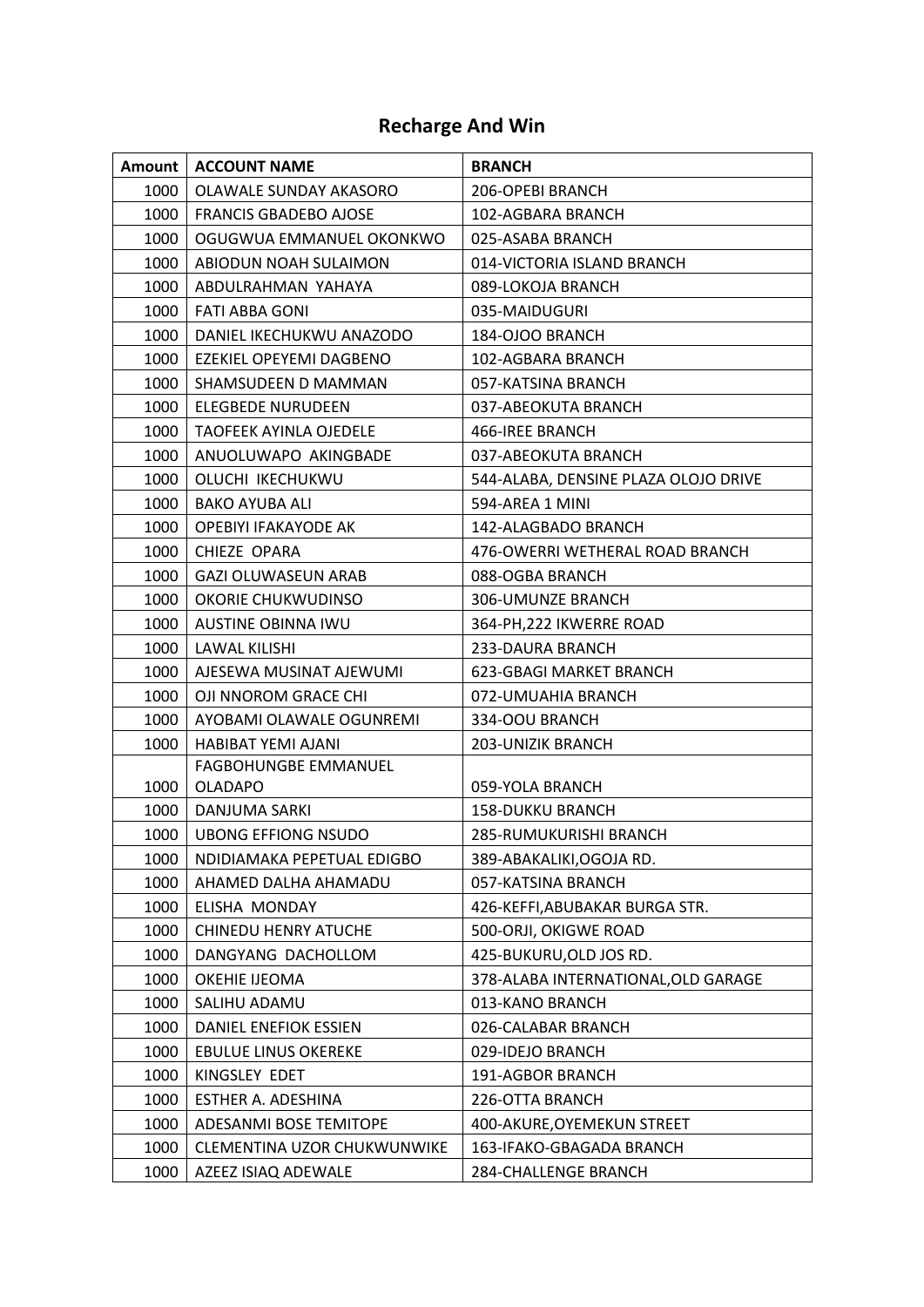# Recharge And Win

| Amount | ACCOUNT NAME | BRANCH |
|---|---|---|
| 1000 | OLAWALE SUNDAY AKASORO | 206-OPEBI BRANCH |
| 1000 | FRANCIS GBADEBO AJOSE | 102-AGBARA BRANCH |
| 1000 | OGUGWUA EMMANUEL OKONKWO | 025-ASABA BRANCH |
| 1000 | ABIODUN NOAH SULAIMON | 014-VICTORIA ISLAND BRANCH |
| 1000 | ABDULRAHMAN YAHAYA | 089-LOKOJA BRANCH |
| 1000 | FATI ABBA GONI | 035-MAIDUGURI |
| 1000 | DANIEL IKECHUKWU ANAZODO | 184-OJOO BRANCH |
| 1000 | EZEKIEL OPEYEMI DAGBENO | 102-AGBARA BRANCH |
| 1000 | SHAMSUDEEN D MAMMAN | 057-KATSINA BRANCH |
| 1000 | ELEGBEDE NURUDEEN | 037-ABEOKUTA BRANCH |
| 1000 | TAOFEEK AYINLA OJEDELE | 466-IREE BRANCH |
| 1000 | ANUOLUWAPO AKINGBADE | 037-ABEOKUTA BRANCH |
| 1000 | OLUCHI IKECHUKWU | 544-ALABA, DENSINE PLAZA OLOJO DRIVE |
| 1000 | BAKO AYUBA ALI | 594-AREA 1 MINI |
| 1000 | OPEBIYI IFAKAYODE AK | 142-ALAGBADO BRANCH |
| 1000 | CHIEZE OPARA | 476-OWERRI WETHERAL ROAD BRANCH |
| 1000 | GAZI OLUWASEUN ARAB | 088-OGBA BRANCH |
| 1000 | OKORIE CHUKWUDINSO | 306-UMUNZE BRANCH |
| 1000 | AUSTINE OBINNA IWU | 364-PH,222 IKWERRE ROAD |
| 1000 | LAWAL KILISHI | 233-DAURA BRANCH |
| 1000 | AJESEWA MUSINAT AJEWUMI | 623-GBAGI MARKET BRANCH |
| 1000 | OJI NNOROM GRACE CHI | 072-UMUAHIA BRANCH |
| 1000 | AYOBAMI OLAWALE OGUNREMI | 334-OOU BRANCH |
| 1000 | HABIBAT YEMI AJANI | 203-UNIZIK BRANCH |
| 1000 | FAGBOHUNGBE EMMANUEL OLADAPO | 059-YOLA BRANCH |
| 1000 | DANJUMA SARKI | 158-DUKKU BRANCH |
| 1000 | UBONG EFFIONG NSUDO | 285-RUMUKURISHI BRANCH |
| 1000 | NDIDIAMAKA PEPETUAL EDIGBO | 389-ABAKALIKI,OGOJA RD. |
| 1000 | AHAMED DALHA AHAMADU | 057-KATSINA BRANCH |
| 1000 | ELISHA MONDAY | 426-KEFFI,ABUBAKAR BURGA STR. |
| 1000 | CHINEDU HENRY ATUCHE | 500-ORJI, OKIGWE ROAD |
| 1000 | DANGYANG DACHOLLOM | 425-BUKURU,OLD JOS RD. |
| 1000 | OKEHIE IJEOMA | 378-ALABA INTERNATIONAL,OLD GARAGE |
| 1000 | SALIHU ADAMU | 013-KANO BRANCH |
| 1000 | DANIEL ENEFIOK ESSIEN | 026-CALABAR BRANCH |
| 1000 | EBULUE LINUS OKEREKE | 029-IDEJO BRANCH |
| 1000 | KINGSLEY EDET | 191-AGBOR BRANCH |
| 1000 | ESTHER A. ADESHINA | 226-OTTA BRANCH |
| 1000 | ADESANMI BOSE TEMITOPE | 400-AKURE,OYEMEKUN STREET |
| 1000 | CLEMENTINA UZOR CHUKWUNWIKE | 163-IFAKO-GBAGADA BRANCH |
| 1000 | AZEEZ ISIAQ ADEWALE | 284-CHALLENGE BRANCH |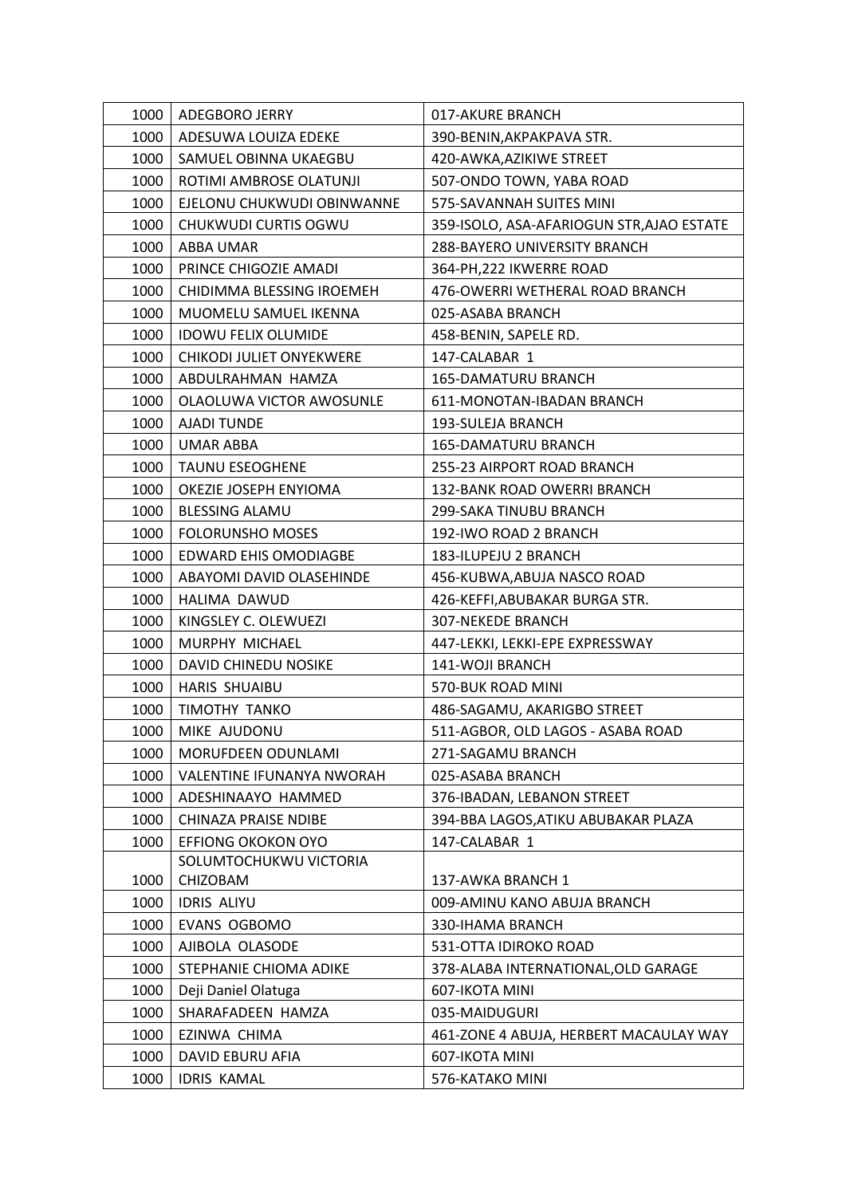| | | |
|---|---|---|
| 1000 | ADEGBORO JERRY | 017-AKURE BRANCH |
| 1000 | ADESUWA LOUIZA EDEKE | 390-BENIN,AKPAKPAVA STR. |
| 1000 | SAMUEL OBINNA UKAEGBU | 420-AWKA,AZIKIWE STREET |
| 1000 | ROTIMI AMBROSE OLATUNJI | 507-ONDO TOWN, YABA ROAD |
| 1000 | EJELONU CHUKWUDI OBINWANNE | 575-SAVANNAH SUITES MINI |
| 1000 | CHUKWUDI CURTIS OGWU | 359-ISOLO, ASA-AFARIOGUN STR,AJAO ESTATE |
| 1000 | ABBA UMAR | 288-BAYERO UNIVERSITY BRANCH |
| 1000 | PRINCE CHIGOZIE AMADI | 364-PH,222 IKWERRE ROAD |
| 1000 | CHIDIMMA BLESSING IROEMEH | 476-OWERRI WETHERAL ROAD BRANCH |
| 1000 | MUOMELU SAMUEL IKENNA | 025-ASABA BRANCH |
| 1000 | IDOWU FELIX OLUMIDE | 458-BENIN, SAPELE RD. |
| 1000 | CHIKODI JULIET ONYEKWERE | 147-CALABAR 1 |
| 1000 | ABDULRAHMAN HAMZA | 165-DAMATURU BRANCH |
| 1000 | OLAOLUWA VICTOR AWOSUNLE | 611-MONOTAN-IBADAN BRANCH |
| 1000 | AJADI TUNDE | 193-SULEJA BRANCH |
| 1000 | UMAR ABBA | 165-DAMATURU BRANCH |
| 1000 | TAUNU ESEOGHENE | 255-23 AIRPORT ROAD BRANCH |
| 1000 | OKEZIE JOSEPH ENYIOMA | 132-BANK ROAD OWERRI BRANCH |
| 1000 | BLESSING ALAMU | 299-SAKA TINUBU BRANCH |
| 1000 | FOLORUNSHO MOSES | 192-IWO ROAD 2 BRANCH |
| 1000 | EDWARD EHIS OMODIAGBE | 183-ILUPEJU 2 BRANCH |
| 1000 | ABAYOMI DAVID OLASEHINDE | 456-KUBWA,ABUJA NASCO ROAD |
| 1000 | HALIMA DAWUD | 426-KEFFI,ABUBAKAR BURGA STR. |
| 1000 | KINGSLEY C. OLEWUEZI | 307-NEKEDE BRANCH |
| 1000 | MURPHY MICHAEL | 447-LEKKI, LEKKI-EPE EXPRESSWAY |
| 1000 | DAVID CHINEDU NOSIKE | 141-WOJI BRANCH |
| 1000 | HARIS SHUAIBU | 570-BUK ROAD MINI |
| 1000 | TIMOTHY TANKO | 486-SAGAMU, AKARIGBO STREET |
| 1000 | MIKE AJUDONU | 511-AGBOR, OLD LAGOS - ASABA ROAD |
| 1000 | MORUFDEEN ODUNLAMI | 271-SAGAMU BRANCH |
| 1000 | VALENTINE IFUNANYA NWORAH | 025-ASABA BRANCH |
| 1000 | ADESHINAAYO HAMMED | 376-IBADAN, LEBANON STREET |
| 1000 | CHINAZA PRAISE NDIBE | 394-BBA LAGOS,ATIKU ABUBAKAR PLAZA |
| 1000 | EFFIONG OKOKON OYO | 147-CALABAR 1 |
| 1000 | SOLUMTOCHUKWU VICTORIA CHIZOBAM | 137-AWKA BRANCH 1 |
| 1000 | IDRIS ALIYU | 009-AMINU KANO ABUJA BRANCH |
| 1000 | EVANS OGBOMO | 330-IHAMA BRANCH |
| 1000 | AJIBOLA OLASODE | 531-OTTA IDIROKO ROAD |
| 1000 | STEPHANIE CHIOMA ADIKE | 378-ALABA INTERNATIONAL,OLD GARAGE |
| 1000 | Deji Daniel Olatuga | 607-IKOTA MINI |
| 1000 | SHARAFADEEN HAMZA | 035-MAIDUGURI |
| 1000 | EZINWA CHIMA | 461-ZONE 4 ABUJA, HERBERT MACAULAY WAY |
| 1000 | DAVID EBURU AFIA | 607-IKOTA MINI |
| 1000 | IDRIS KAMAL | 576-KATAKO MINI |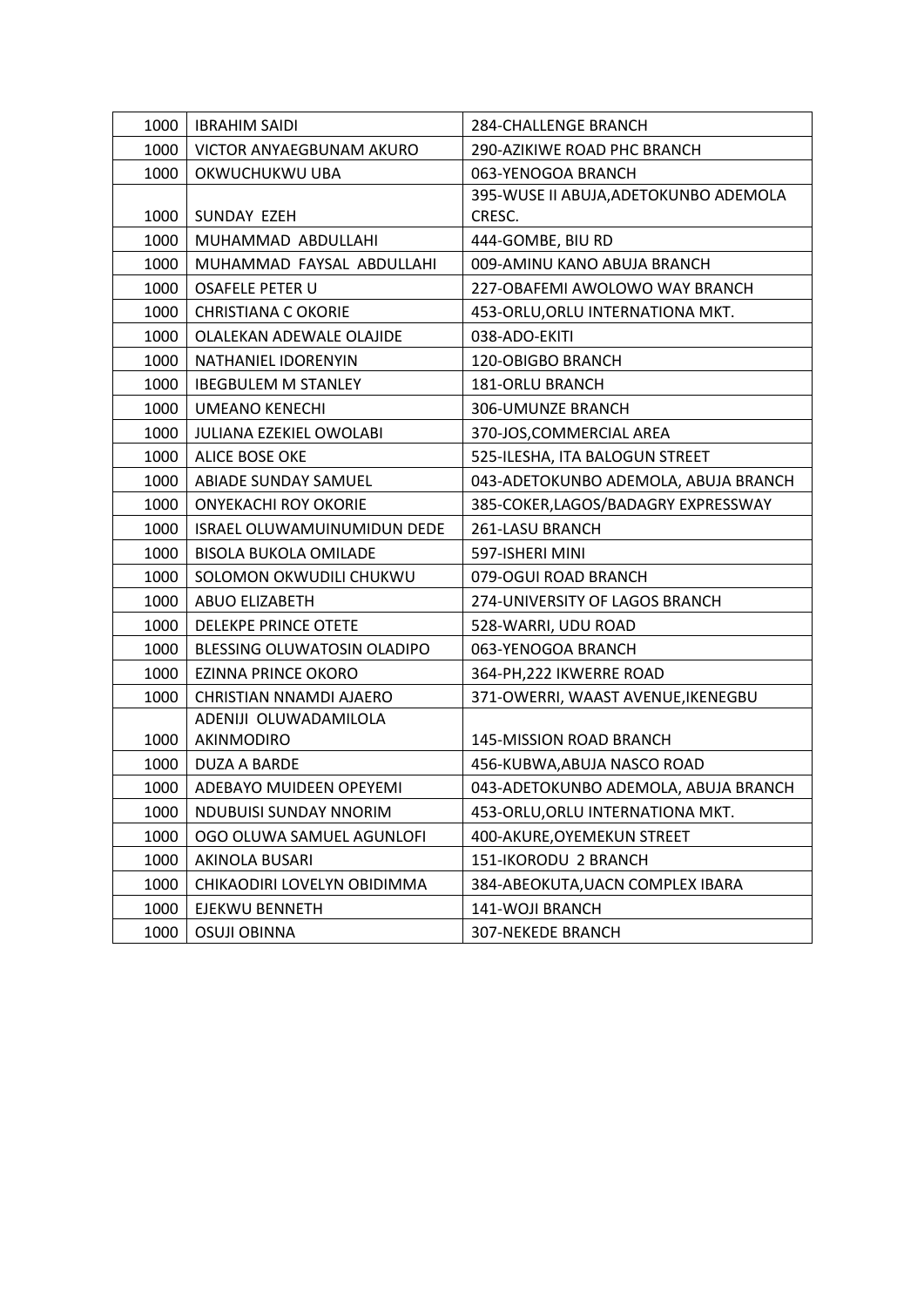| | | |
|---|---|---|
| 1000 | IBRAHIM SAIDI | 284-CHALLENGE BRANCH |
| 1000 | VICTOR ANYAEGBUNAM AKURO | 290-AZIKIWE ROAD PHC BRANCH |
| 1000 | OKWUCHUKWU UBA | 063-YENOGOA BRANCH |
| 1000 | SUNDAY EZEH | 395-WUSE II ABUJA,ADETOKUNBO ADEMOLA CRESC. |
| 1000 | MUHAMMAD ABDULLAHI | 444-GOMBE, BIU RD |
| 1000 | MUHAMMAD FAYSAL ABDULLAHI | 009-AMINU KANO ABUJA BRANCH |
| 1000 | OSAFELE PETER U | 227-OBAFEMI AWOLOWO WAY BRANCH |
| 1000 | CHRISTIANA C OKORIE | 453-ORLU,ORLU INTERNATIONA MKT. |
| 1000 | OLALEKAN ADEWALE OLAJIDE | 038-ADO-EKITI |
| 1000 | NATHANIEL IDORENYIN | 120-OBIGBO BRANCH |
| 1000 | IBEGBULEM M STANLEY | 181-ORLU BRANCH |
| 1000 | UMEANO KENECHI | 306-UMUNZE BRANCH |
| 1000 | JULIANA EZEKIEL OWOLABI | 370-JOS,COMMERCIAL AREA |
| 1000 | ALICE BOSE OKE | 525-ILESHA, ITA BALOGUN STREET |
| 1000 | ABIADE SUNDAY SAMUEL | 043-ADETOKUNBO ADEMOLA, ABUJA BRANCH |
| 1000 | ONYEKACHI ROY OKORIE | 385-COKER,LAGOS/BADAGRY EXPRESSWAY |
| 1000 | ISRAEL OLUWAMUINUMIDUN DEDE | 261-LASU BRANCH |
| 1000 | BISOLA BUKOLA OMILADE | 597-ISHERI MINI |
| 1000 | SOLOMON OKWUDILI CHUKWU | 079-OGUI ROAD BRANCH |
| 1000 | ABUO ELIZABETH | 274-UNIVERSITY OF LAGOS BRANCH |
| 1000 | DELEKPE PRINCE OTETE | 528-WARRI, UDU ROAD |
| 1000 | BLESSING OLUWATOSIN OLADIPO | 063-YENOGOA BRANCH |
| 1000 | EZINNA PRINCE OKORO | 364-PH,222 IKWERRE ROAD |
| 1000 | CHRISTIAN NNAMDI AJAERO | 371-OWERRI, WAAST AVENUE,IKENEGBU |
| 1000 | ADENIJI OLUWADAMILOLA AKINMODIRO | 145-MISSION ROAD BRANCH |
| 1000 | DUZA A BARDE | 456-KUBWA,ABUJA NASCO ROAD |
| 1000 | ADEBAYO MUIDEEN OPEYEMI | 043-ADETOKUNBO ADEMOLA, ABUJA BRANCH |
| 1000 | NDUBUISI SUNDAY NNORIM | 453-ORLU,ORLU INTERNATIONA MKT. |
| 1000 | OGO OLUWA SAMUEL AGUNLOFI | 400-AKURE,OYEMEKUN STREET |
| 1000 | AKINOLA BUSARI | 151-IKORODU 2 BRANCH |
| 1000 | CHIKAODIRI LOVELYN OBIDIMMA | 384-ABEOKUTA,UACN COMPLEX IBARA |
| 1000 | EJEKWU BENNETH | 141-WOJI BRANCH |
| 1000 | OSUJI OBINNA | 307-NEKEDE BRANCH |